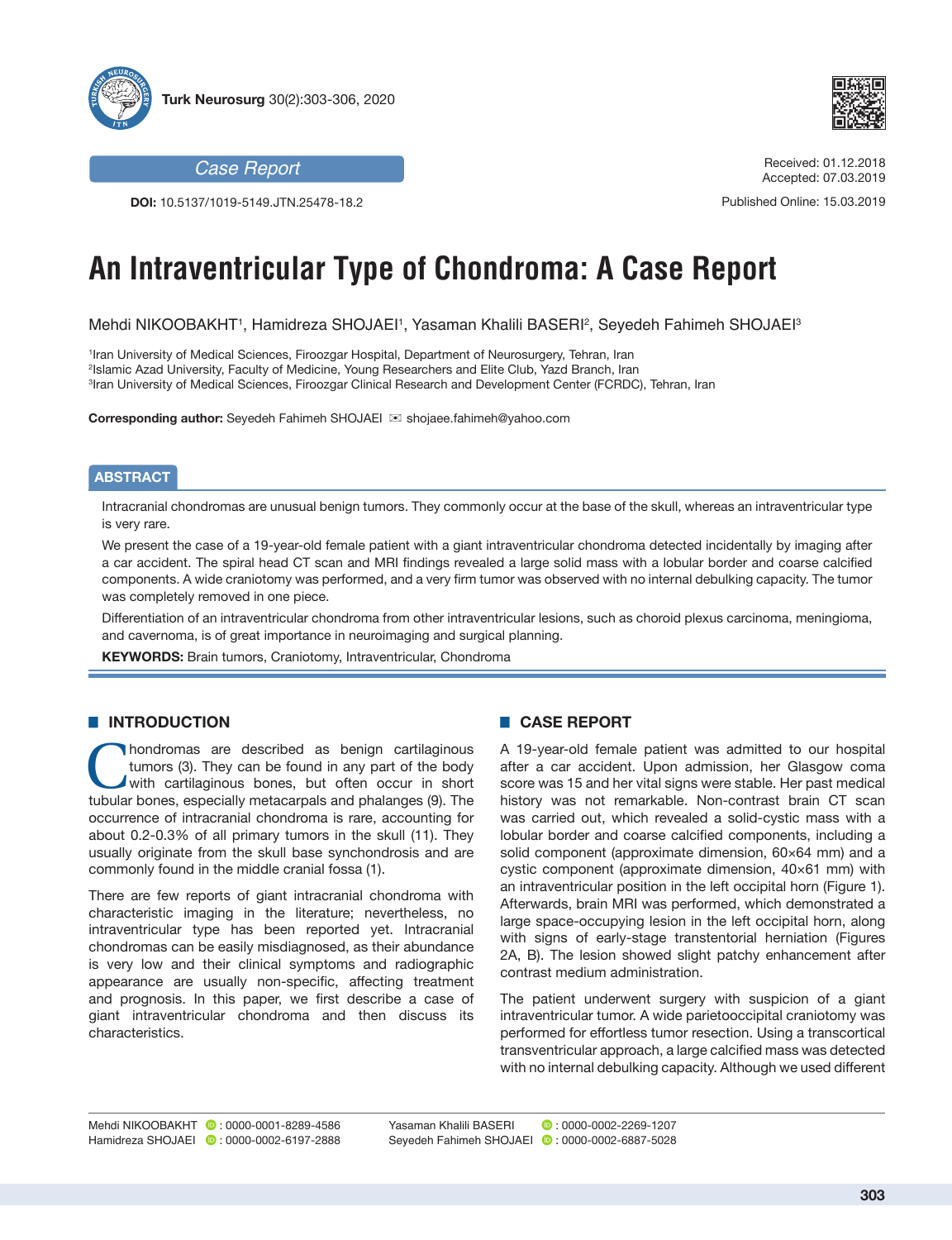Case Report

**DOI:** 10.5137/1019-5149.JTN.25478-18.2

Received: 01.12.2018
Accepted: 07.03.2019

Published Online: 15.03.2019

# An Intraventricular Type of Chondroma: A Case Report

Mehdi NIKOOBAKHT[1], Hamidreza SHOJAEI[1], Yasaman Khalili BASERI[2], Seyedeh Fahimeh SHOJAEI[3]

[1]Iran University of Medical Sciences, Firoozgar Hospital, Department of Neurosurgery, Tehran, Iran
[2]Islamic Azad University, Faculty of Medicine, Young Researchers and Elite Club, Yazd Branch, Iran
[3]Iran University of Medical Sciences, Firoozgar Clinical Research and Development Center (FCRDC), Tehran, Iran

**Corresponding author:** Seyedeh Fahimeh SHOJAEI ✉ shojaee.fahimeh@yahoo.com

## ABSTRACT

Intracranial chondromas are unusual benign tumors. They commonly occur at the base of the skull, whereas an intraventricular type is very rare.

We present the case of a 19-year-old female patient with a giant intraventricular chondroma detected incidentally by imaging after a car accident. The spiral head CT scan and MRI findings revealed a large solid mass with a lobular border and coarse calcified components. A wide craniotomy was performed, and a very firm tumor was observed with no internal debulking capacity. The tumor was completely removed in one piece.

Differentiation of an intraventricular chondroma from other intraventricular lesions, such as choroid plexus carcinoma, meningioma, and cavernoma, is of great importance in neuroimaging and surgical planning.

**KEYWORDS:** Brain tumors, Craniotomy, Intraventricular, Chondroma

## INTRODUCTION

Chondromas are described as benign cartilaginous tumors (3). They can be found in any part of the body with cartilaginous bones, but often occur in short tubular bones, especially metacarpals and phalanges (9). The occurrence of intracranial chondroma is rare, accounting for about 0.2-0.3% of all primary tumors in the skull (11). They usually originate from the skull base synchondrosis and are commonly found in the middle cranial fossa (1).

There are few reports of giant intracranial chondroma with characteristic imaging in the literature; nevertheless, no intraventricular type has been reported yet. Intracranial chondromas can be easily misdiagnosed, as their abundance is very low and their clinical symptoms and radiographic appearance are usually non-specific, affecting treatment and prognosis. In this paper, we first describe a case of giant intraventricular chondroma and then discuss its characteristics.

## CASE REPORT

A 19-year-old female patient was admitted to our hospital after a car accident. Upon admission, her Glasgow coma score was 15 and her vital signs were stable. Her past medical history was not remarkable. Non-contrast brain CT scan was carried out, which revealed a solid-cystic mass with a lobular border and coarse calcified components, including a solid component (approximate dimension, 60×64 mm) and a cystic component (approximate dimension, 40×61 mm) with an intraventricular position in the left occipital horn (Figure 1). Afterwards, brain MRI was performed, which demonstrated a large space-occupying lesion in the left occipital horn, along with signs of early-stage transtentorial herniation (Figures 2A, B). The lesion showed slight patchy enhancement after contrast medium administration.

The patient underwent surgery with suspicion of a giant intraventricular tumor. A wide parietooccipital craniotomy was performed for effortless tumor resection. Using a transcortical transventricular approach, a large calcified mass was detected with no internal debulking capacity. Although we used different

Mehdi NIKOOBAKHT : 0000-0001-8289-4586
Hamidreza SHOJAEI : 0000-0002-6197-2888
Yasaman Khalili BASERI : 0000-0002-2269-1207
Seyedeh Fahimeh SHOJAEI : 0000-0002-6887-5028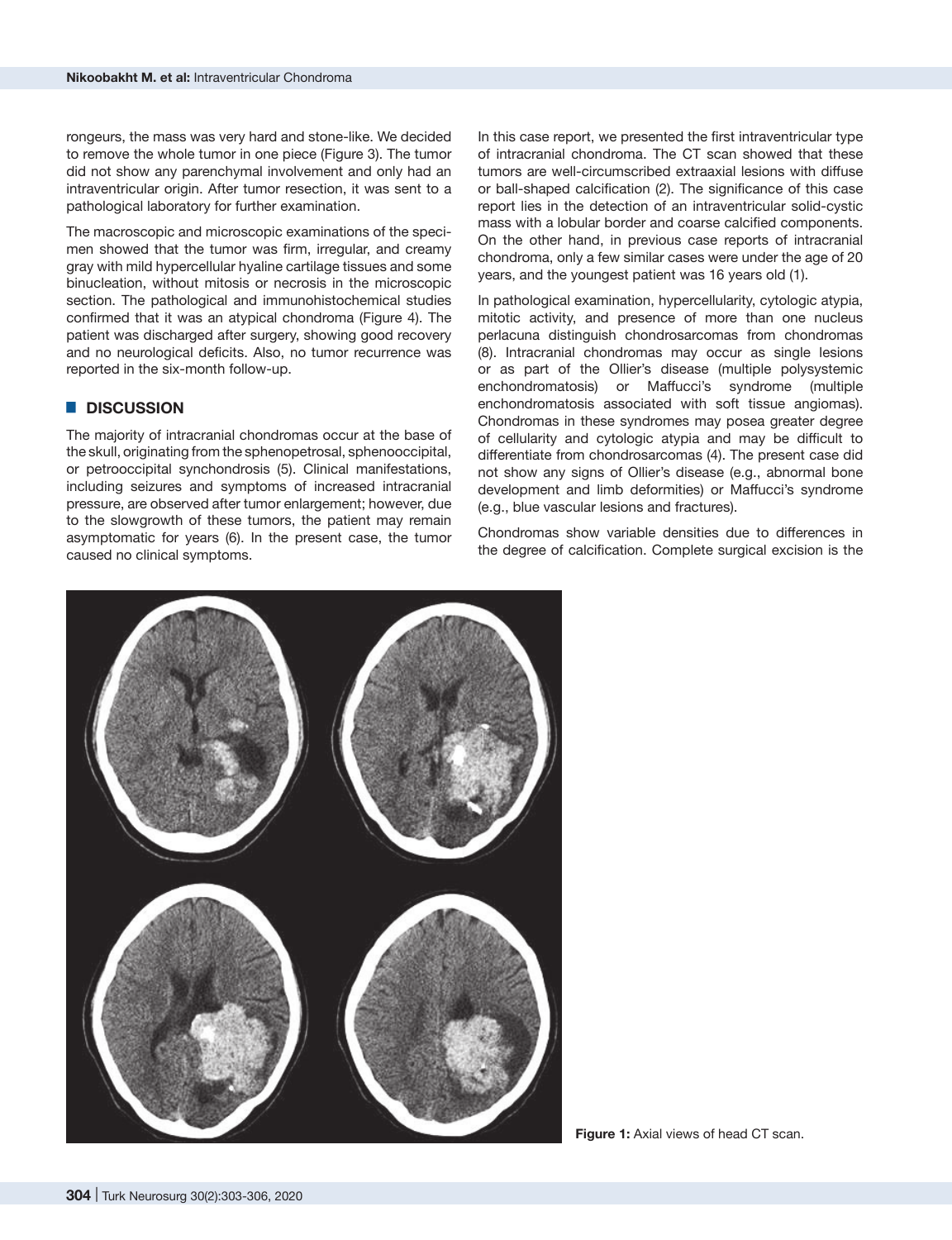rongeurs, the mass was very hard and stone-like. We decided to remove the whole tumor in one piece (Figure 3). The tumor did not show any parenchymal involvement and only had an intraventricular origin. After tumor resection, it was sent to a pathological laboratory for further examination.

The macroscopic and microscopic examinations of the specimen showed that the tumor was firm, irregular, and creamy gray with mild hypercellular hyaline cartilage tissues and some binucleation, without mitosis or necrosis in the microscopic section. The pathological and immunohistochemical studies confirmed that it was an atypical chondroma (Figure 4). The patient was discharged after surgery, showing good recovery and no neurological deficits. Also, no tumor recurrence was reported in the six-month follow-up.

## DISCUSSION

The majority of intracranial chondromas occur at the base of the skull, originating from the sphenopetrosal, sphenooccipital, or petrooccipital synchondrosis (5). Clinical manifestations, including seizures and symptoms of increased intracranial pressure, are observed after tumor enlargement; however, due to the slowgrowth of these tumors, the patient may remain asymptomatic for years (6). In the present case, the tumor caused no clinical symptoms.

In this case report, we presented the first intraventricular type of intracranial chondroma. The CT scan showed that these tumors are well-circumscribed extraaxial lesions with diffuse or ball-shaped calcification (2). The significance of this case report lies in the detection of an intraventricular solid-cystic mass with a lobular border and coarse calcified components. On the other hand, in previous case reports of intracranial chondroma, only a few similar cases were under the age of 20 years, and the youngest patient was 16 years old (1).

In pathological examination, hypercellularity, cytologic atypia, mitotic activity, and presence of more than one nucleus perlacuna distinguish chondrosarcomas from chondromas (8). Intracranial chondromas may occur as single lesions or as part of the Ollier's disease (multiple polysystemic enchondromatosis) or Maffucci's syndrome (multiple enchondromatosis associated with soft tissue angiomas). Chondromas in these syndromes may posea greater degree of cellularity and cytologic atypia and may be difficult to differentiate from chondrosarcomas (4). The present case did not show any signs of Ollier's disease (e.g., abnormal bone development and limb deformities) or Maffucci's syndrome (e.g., blue vascular lesions and fractures).

Chondromas show variable densities due to differences in the degree of calcification. Complete surgical excision is the

**Figure 1:** Axial views of head CT scan.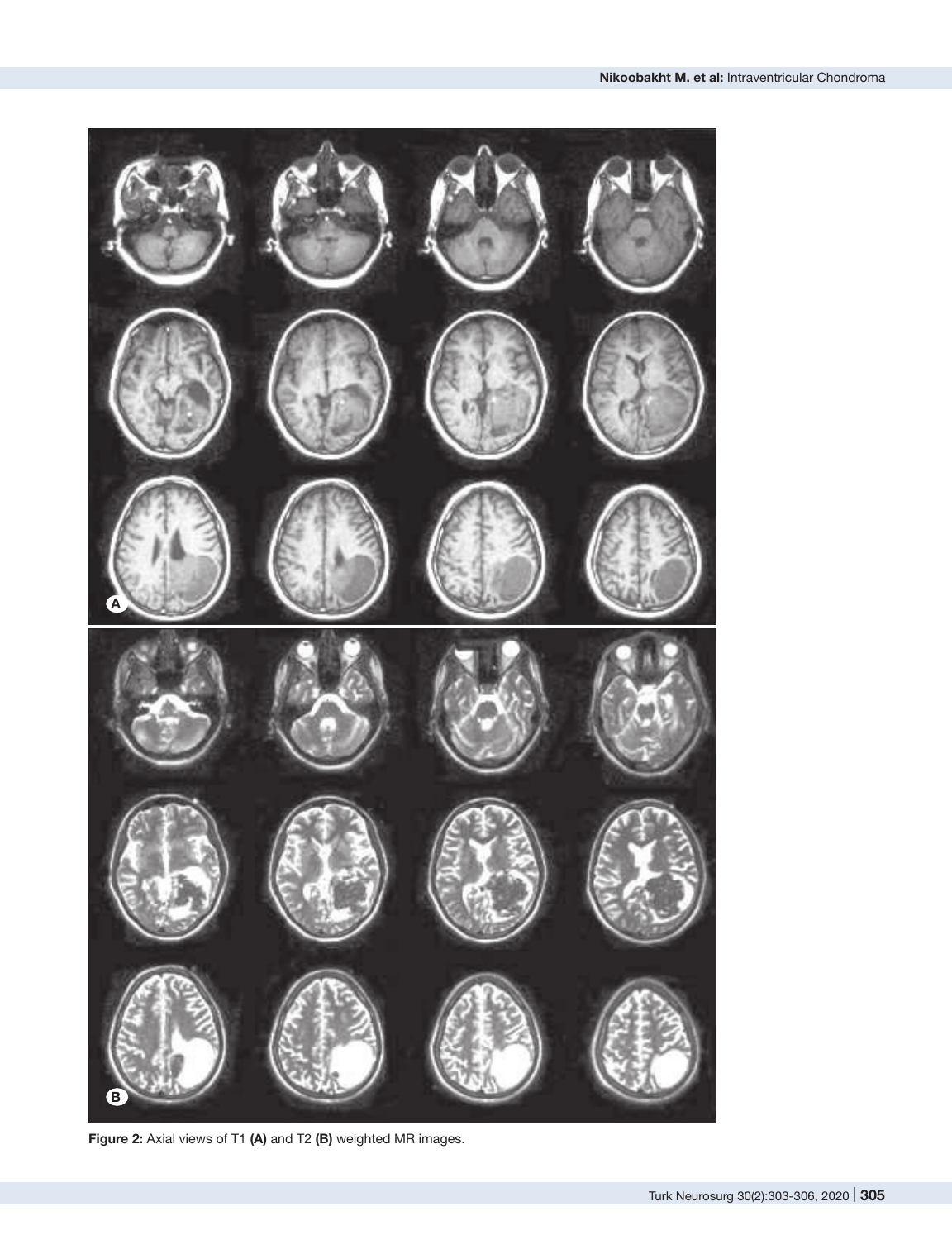**Figure 2:** Axial views of T1 **(A)** and T2 **(B)** weighted MR images.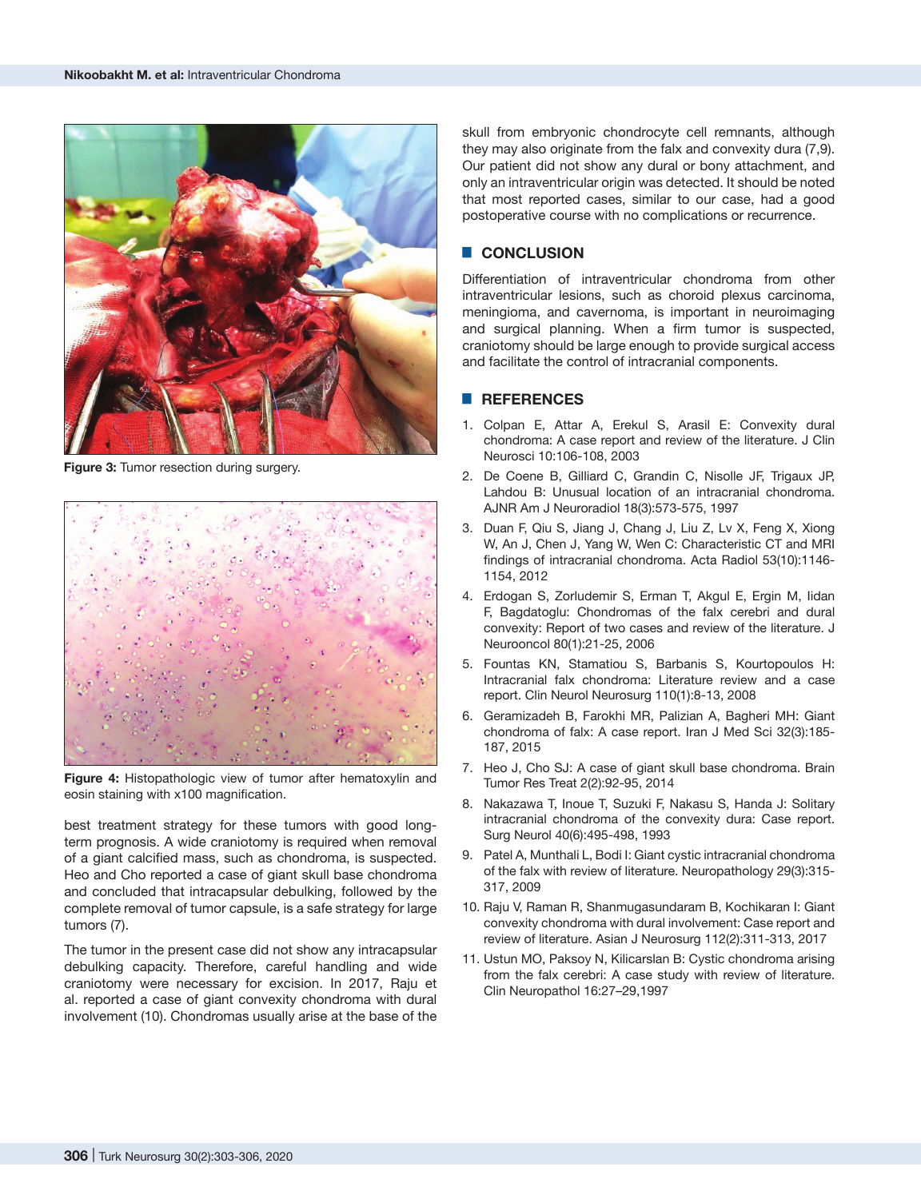Figure 3: Tumor resection during surgery.

Figure 4: Histopathologic view of tumor after hematoxylin and eosin staining with x100 magnification.

best treatment strategy for these tumors with good long-term prognosis. A wide craniotomy is required when removal of a giant calcified mass, such as chondroma, is suspected. Heo and Cho reported a case of giant skull base chondroma and concluded that intracapsular debulking, followed by the complete removal of tumor capsule, is a safe strategy for large tumors (7).

The tumor in the present case did not show any intracapsular debulking capacity. Therefore, careful handling and wide craniotomy were necessary for excision. In 2017, Raju et al. reported a case of giant convexity chondroma with dural involvement (10). Chondromas usually arise at the base of the skull from embryonic chondrocyte cell remnants, although they may also originate from the falx and convexity dura (7,9). Our patient did not show any dural or bony attachment, and only an intraventricular origin was detected. It should be noted that most reported cases, similar to our case, had a good postoperative course with no complications or recurrence.

## CONCLUSION

Differentiation of intraventricular chondroma from other intraventricular lesions, such as choroid plexus carcinoma, meningioma, and cavernoma, is important in neuroimaging and surgical planning. When a firm tumor is suspected, craniotomy should be large enough to provide surgical access and facilitate the control of intracranial components.

## REFERENCES

1. Colpan E, Attar A, Erekul S, Arasil E: Convexity dural chondroma: A case report and review of the literature. J Clin Neurosci 10:106-108, 2003
2. De Coene B, Gilliard C, Grandin C, Nisolle JF, Trigaux JP, Lahdou B: Unusual location of an intracranial chondroma. AJNR Am J Neuroradiol 18(3):573-575, 1997
3. Duan F, Qiu S, Jiang J, Chang J, Liu Z, Lv X, Feng X, Xiong W, An J, Chen J, Yang W, Wen C: Characteristic CT and MRI findings of intracranial chondroma. Acta Radiol 53(10):1146-1154, 2012
4. Erdogan S, Zorludemir S, Erman T, Akgul E, Ergin M, Iidan F, Bagdatoglu: Chondromas of the falx cerebri and dural convexity: Report of two cases and review of the literature. J Neurooncol 80(1):21-25, 2006
5. Fountas KN, Stamatiou S, Barbanis S, Kourtopoulos H: Intracranial falx chondroma: Literature review and a case report. Clin Neurol Neurosurg 110(1):8-13, 2008
6. Geramizadeh B, Farokhi MR, Palizian A, Bagheri MH: Giant chondroma of falx: A case report. Iran J Med Sci 32(3):185-187, 2015
7. Heo J, Cho SJ: A case of giant skull base chondroma. Brain Tumor Res Treat 2(2):92-95, 2014
8. Nakazawa T, Inoue T, Suzuki F, Nakasu S, Handa J: Solitary intracranial chondroma of the convexity dura: Case report. Surg Neurol 40(6):495-498, 1993
9. Patel A, Munthali L, Bodi I: Giant cystic intracranial chondroma of the falx with review of literature. Neuropathology 29(3):315-317, 2009
10. Raju V, Raman R, Shanmugasundaram B, Kochikaran I: Giant convexity chondroma with dural involvement: Case report and review of literature. Asian J Neurosurg 112(2):311-313, 2017
11. Ustun MO, Paksoy N, Kilicarslan B: Cystic chondroma arising from the falx cerebri: A case study with review of literature. Clin Neuropathol 16:27–29,1997